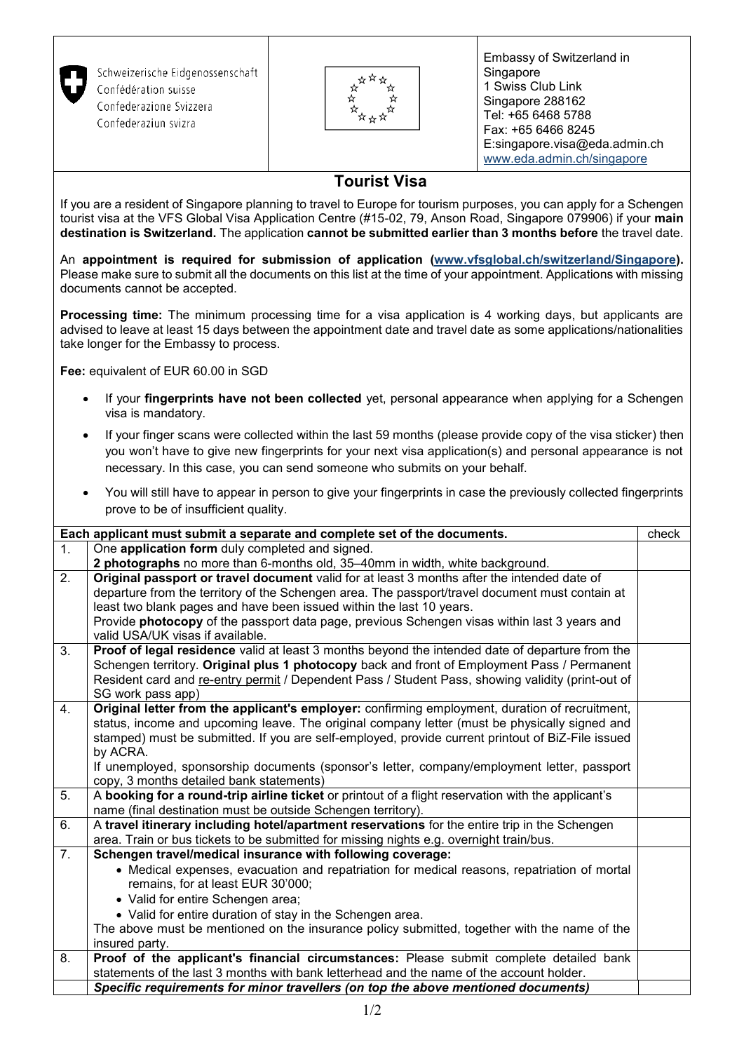| Schweizerische Eidgenossenschaft<br>Confédération suisse<br>Confederazione Svizzera<br>Confederaziun svizra | | Embassy of Switzerland in Singapore<br>1 Swiss Club Link<br>Singapore 288162<br>Tel: +65 6468 5788<br>Fax: +65 6466 8245<br>E:singapore.visa@eda.admin.ch<br>www.eda.admin.ch/singapore |
|---|---|---|

## Tourist Visa

If you are a resident of Singapore planning to travel to Europe for tourism purposes, you can apply for a Schengen tourist visa at the VFS Global Visa Application Centre (#15-02, 79, Anson Road, Singapore 079906) if your **main destination is Switzerland.** The application **cannot be submitted earlier than 3 months before** the travel date.

An **appointment is required for submission of application (www.vfsglobal.ch/switzerland/Singapore).** Please make sure to submit all the documents on this list at the time of your appointment. Applications with missing documents cannot be accepted.

**Processing time:** The minimum processing time for a visa application is 4 working days, but applicants are advised to leave at least 15 days between the appointment date and travel date as some applications/nationalities take longer for the Embassy to process.

**Fee:** equivalent of EUR 60.00 in SGD

- If your **fingerprints have not been collected** yet, personal appearance when applying for a Schengen visa is mandatory.
- If your finger scans were collected within the last 59 months (please provide copy of the visa sticker) then you won't have to give new fingerprints for your next visa application(s) and personal appearance is not necessary. In this case, you can send someone who submits on your behalf.
- You will still have to appear in person to give your fingerprints in case the previously collected fingerprints prove to be of insufficient quality.

| | **Each applicant must submit a separate and complete set of the documents.** | check |
|---|---|---|
| 1. | One **application form** duly completed and signed.<br>**2 photographs** no more than 6-months old, 35–40mm in width, white background. | |
| 2. | **Original passport or travel document** valid for at least 3 months after the intended date of departure from the territory of the Schengen area. The passport/travel document must contain at least two blank pages and have been issued within the last 10 years.<br>Provide **photocopy** of the passport data page, previous Schengen visas within last 3 years and valid USA/UK visas if available. | |
| 3. | **Proof of legal residence** valid at least 3 months beyond the intended date of departure from the Schengen territory. **Original plus 1 photocopy** back and front of Employment Pass / Permanent Resident card and re-entry permit / Dependent Pass / Student Pass, showing validity (print-out of SG work pass app) | |
| 4. | **Original letter from the applicant's employer:** confirming employment, duration of recruitment, status, income and upcoming leave. The original company letter (must be physically signed and stamped) must be submitted. If you are self-employed, provide current printout of BiZ-File issued by ACRA.<br>If unemployed, sponsorship documents (sponsor's letter, company/employment letter, passport copy, 3 months detailed bank statements) | |
| 5. | A **booking for a round-trip airline ticket** or printout of a flight reservation with the applicant's name (final destination must be outside Schengen territory). | |
| 6. | A **travel itinerary including hotel/apartment reservations** for the entire trip in the Schengen area. Train or bus tickets to be submitted for missing nights e.g. overnight train/bus. | |
| 7. | **Schengen travel/medical insurance with following coverage:**<br>• Medical expenses, evacuation and repatriation for medical reasons, repatriation of mortal remains, for at least EUR 30'000;<br>• Valid for entire Schengen area;<br>• Valid for entire duration of stay in the Schengen area.<br>The above must be mentioned on the insurance policy submitted, together with the name of the insured party. | |
| 8. | **Proof of the applicant's financial circumstances:** Please submit complete detailed bank statements of the last 3 months with bank letterhead and the name of the account holder. | |
| | ***Specific requirements for minor travellers (on top the above mentioned documents)*** | |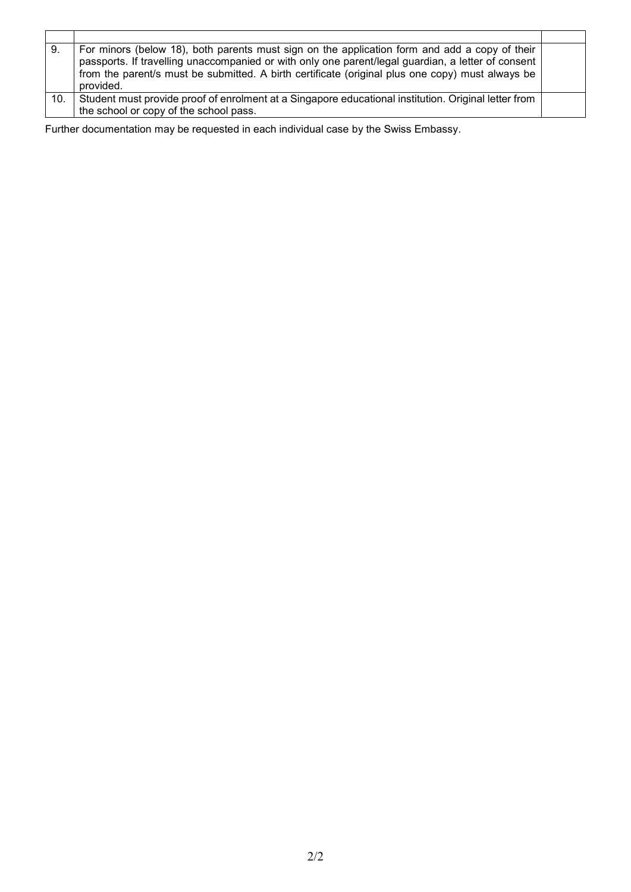| | | |
|---|---|---|
| 9. | For minors (below 18), both parents must sign on the application form and add a copy of their passports. If travelling unaccompanied or with only one parent/legal guardian, a letter of consent from the parent/s must be submitted. A birth certificate (original plus one copy) must always be provided. | |
| 10. | Student must provide proof of enrolment at a Singapore educational institution. Original letter from the school or copy of the school pass. | |

Further documentation may be requested in each individual case by the Swiss Embassy.